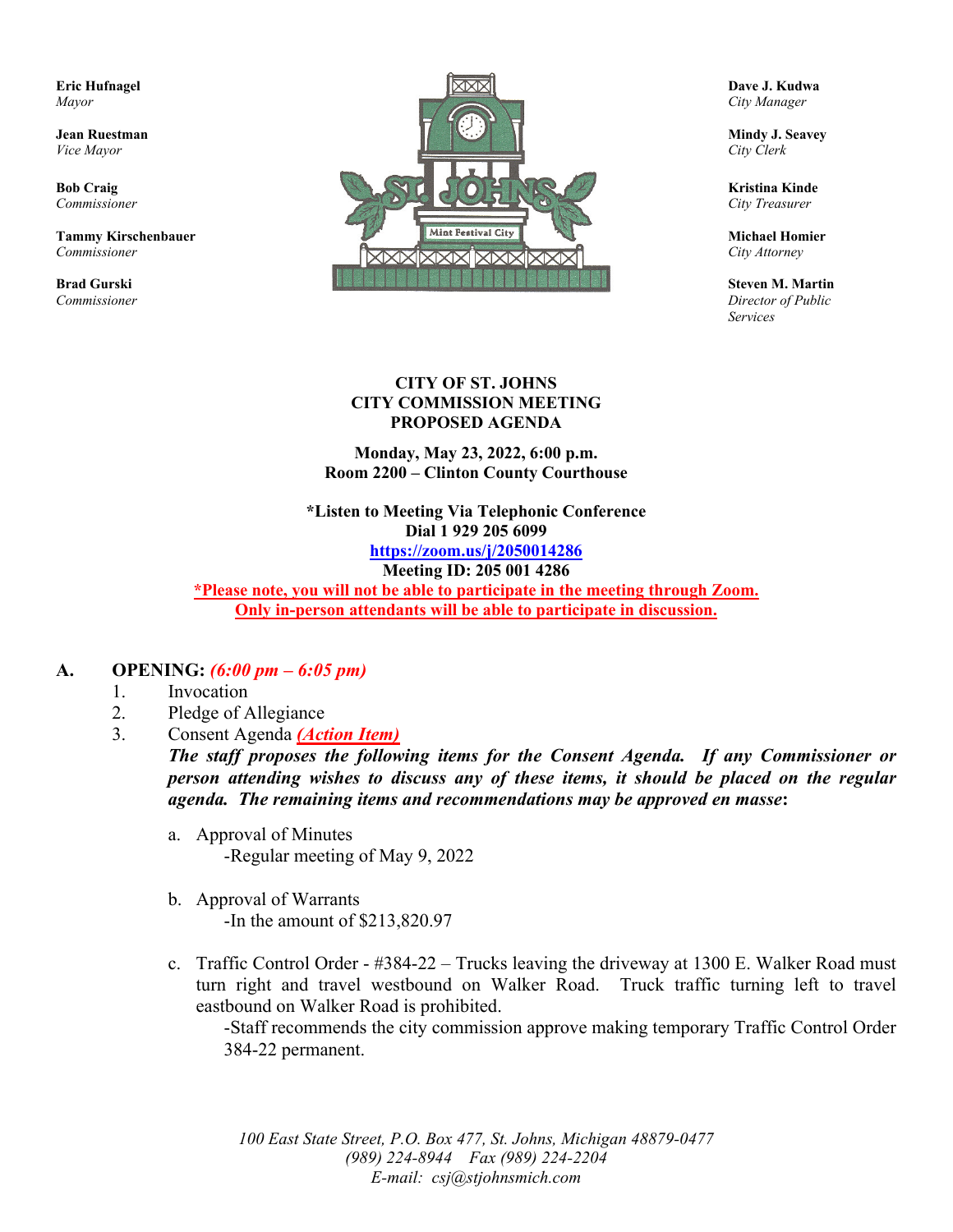**Eric Hufnagel**
*Mayor*

**Jean Ruestman**
*Vice Mayor*

**Bob Craig**
*Commissioner*

**Tammy Kirschenbauer**
*Commissioner*

**Brad Gurski**
*Commissioner*

**Dave J. Kudwa**
*City Manager*

**Mindy J. Seavey**
*City Clerk*

**Kristina Kinde**
*City Treasurer*

**Michael Homier**
*City Attorney*

**Steven M. Martin**
*Director of Public Services*

# CITY OF ST. JOHNS
## CITY COMMISSION MEETING
## PROPOSED AGENDA

**Monday, May 23, 2022, 6:00 p.m.**
**Room 2200 – Clinton County Courthouse**

**\*Listen to Meeting Via Telephonic Conference**
**Dial 1 929 205 6099**
**https://zoom.us/j/2050014286**
**Meeting ID: 205 001 4286**
**\*Please note, you will not be able to participate in the meeting through Zoom. Only in-person attendants will be able to participate in discussion.**

## A. OPENING: *(6:00 pm – 6:05 pm)*

1. Invocation
2. Pledge of Allegiance
3. Consent Agenda ***(Action Item)***

   ***The staff proposes the following items for the Consent Agenda. If any Commissioner or person attending wishes to discuss any of these items, it should be placed on the regular agenda. The remaining items and recommendations may be approved en masse*:**

   a. Approval of Minutes
      -Regular meeting of May 9, 2022

   b. Approval of Warrants
      -In the amount of $213,820.97

   c. Traffic Control Order - #384-22 – Trucks leaving the driveway at 1300 E. Walker Road must turn right and travel westbound on Walker Road. Truck traffic turning left to travel eastbound on Walker Road is prohibited.
      -Staff recommends the city commission approve making temporary Traffic Control Order 384-22 permanent.

*100 East State Street, P.O. Box 477, St. Johns, Michigan 48879-0477*
*(989) 224-8944 Fax (989) 224-2204*
*E-mail: csj@stjohnsmich.com*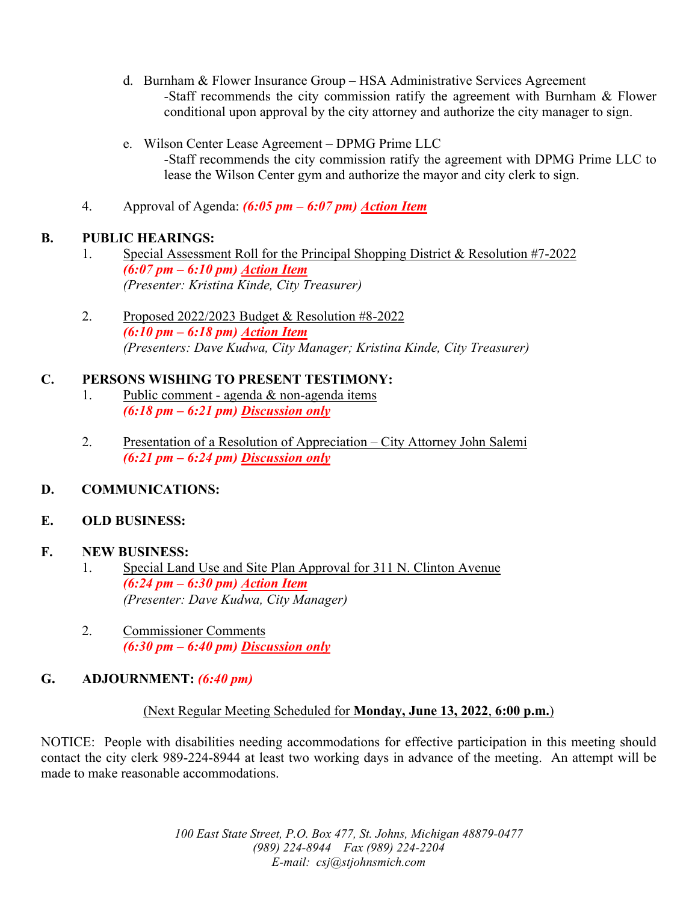d. Burnham & Flower Insurance Group – HSA Administrative Services Agreement
   -Staff recommends the city commission ratify the agreement with Burnham & Flower conditional upon approval by the city attorney and authorize the city manager to sign.

e. Wilson Center Lease Agreement – DPMG Prime LLC
   -Staff recommends the city commission ratify the agreement with DPMG Prime LLC to lease the Wilson Center gym and authorize the mayor and city clerk to sign.

4. Approval of Agenda: ***(6:05 pm – 6:07 pm) Action Item***

**B. PUBLIC HEARINGS:**

1. Special Assessment Roll for the Principal Shopping District & Resolution #7-2022
   ***(6:07 pm – 6:10 pm) Action Item***
   *(Presenter: Kristina Kinde, City Treasurer)*

2. Proposed 2022/2023 Budget & Resolution #8-2022
   ***(6:10 pm – 6:18 pm) Action Item***
   *(Presenters: Dave Kudwa, City Manager; Kristina Kinde, City Treasurer)*

**C. PERSONS WISHING TO PRESENT TESTIMONY:**

1. Public comment - agenda & non-agenda items
   ***(6:18 pm – 6:21 pm) Discussion only***

2. Presentation of a Resolution of Appreciation – City Attorney John Salemi
   ***(6:21 pm – 6:24 pm) Discussion only***

**D. COMMUNICATIONS:**

**E. OLD BUSINESS:**

**F. NEW BUSINESS:**

1. Special Land Use and Site Plan Approval for 311 N. Clinton Avenue
   ***(6:24 pm – 6:30 pm) Action Item***
   *(Presenter: Dave Kudwa, City Manager)*

2. Commissioner Comments
   ***(6:30 pm – 6:40 pm) Discussion only***

**G. ADJOURNMENT:** ***(6:40 pm)***

(Next Regular Meeting Scheduled for **Monday, June 13, 2022**, **6:00 p.m.**)

NOTICE: People with disabilities needing accommodations for effective participation in this meeting should contact the city clerk 989-224-8944 at least two working days in advance of the meeting. An attempt will be made to make reasonable accommodations.

*100 East State Street, P.O. Box 477, St. Johns, Michigan 48879-0477*
*(989) 224-8944 Fax (989) 224-2204*
*E-mail: csj@stjohnsmich.com*